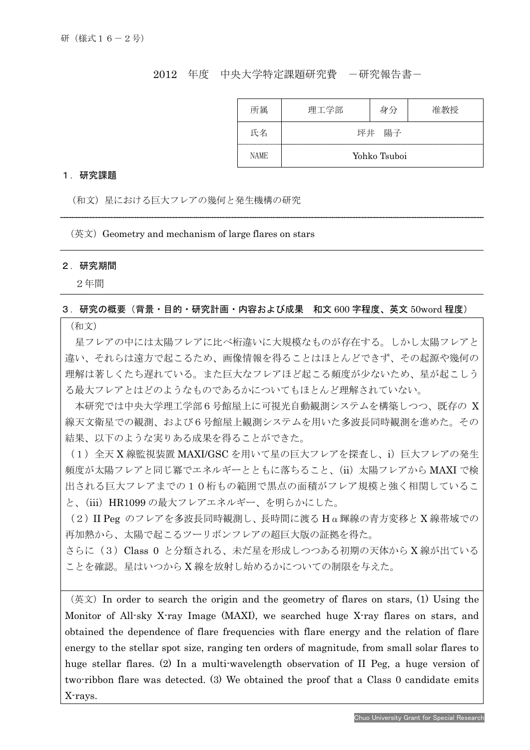研（様式１６－２号）

2012　年度　中央大学特定課題研究費　－研究報告書－

| 所属 | 理工学部 | 身分 | 准教授 |
| --- | --- | --- | --- |
| 氏名 | 坪井　陽子 | | |
| NAME | Yohko Tsuboi | | |

## １．研究課題

（和文）星における巨大フレアの幾何と発生機構の研究

（英文）Geometry and mechanism of large flares on stars

## ２．研究期間

２年間

## ３．研究の概要（背景・目的・研究計画・内容および成果　和文 600 字程度、英文 50word 程度）

（和文）

星フレアの中には太陽フレアに比べ桁違いに大規模なものが存在する。しかし太陽フレアと違い、それらは遠方で起こるため、画像情報を得ることはほとんどできず、その起源や幾何の理解は著しくたち遅れている。また巨大なフレアほど起こる頻度が少ないため、星が起こしうる最大フレアとはどのようなものであるかについてもほとんど理解されていない。

本研究では中央大学理工学部６号館屋上に可視光自動観測システムを構築しつつ、既存の X 線天文衛星での観測、および６号館屋上観測システムを用いた多波長同時観測を進めた。その結果、以下のような実りある成果を得ることができた。

（１）全天 X 線監視装置 MAXI/GSC を用いて星の巨大フレアを探査し、i）巨大フレアの発生頻度が太陽フレアと同じ冪でエネルギーとともに落ちること、(ii) 太陽フレアから MAXI で検出される巨大フレアまでの１０桁もの範囲で黒点の面積がフレア規模と強く相関していること、(iii) HR1099 の最大フレアエネルギー、を明らかにした。

（２）II Peg のフレアを多波長同時観測し、長時間に渡る Hα 輝線の青方変移と X 線帯域での再加熱から、太陽で起こるツーリボンフレアの超巨大版の証拠を得た。

さらに（３）Class 0 と分類される、未だ星を形成しつつある初期の天体から X 線が出ていることを確認。星はいつから X 線を放射し始めるかについての制限を与えた。

（英文）In order to search the origin and the geometry of flares on stars, (1) Using the Monitor of All-sky X-ray Image (MAXI), we searched huge X-ray flares on stars, and obtained the dependence of flare frequencies with flare energy and the relation of flare energy to the stellar spot size, ranging ten orders of magnitude, from small solar flares to huge stellar flares. (2) In a multi-wavelength observation of II Peg, a huge version of two-ribbon flare was detected. (3) We obtained the proof that a Class 0 candidate emits X-rays.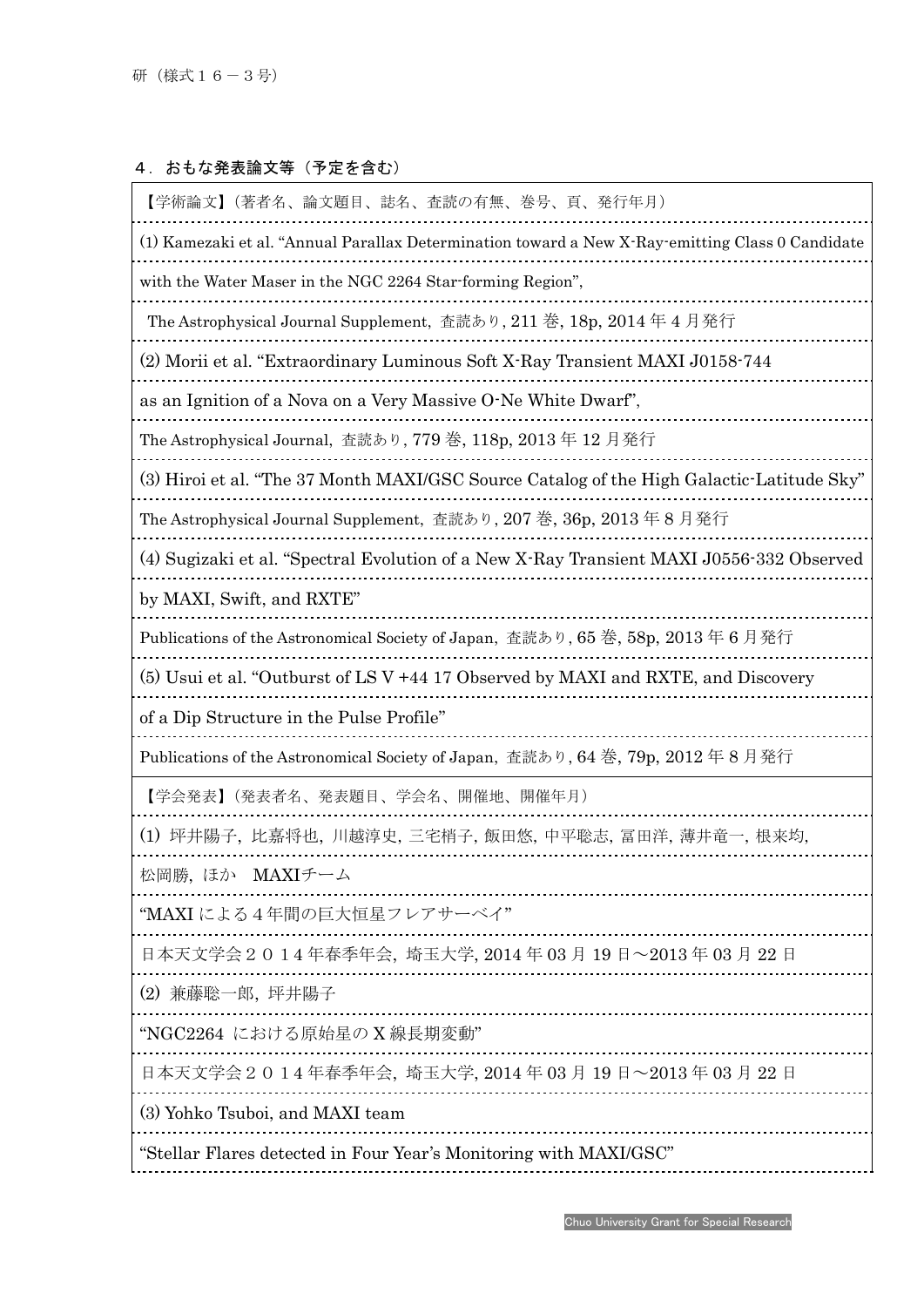研（様式１６－３号）

## ４．おもな発表論文等（予定を含む）

【学術論文】（著者名、論文題目、誌名、査読の有無、巻号、頁、発行年月）

(1) Kamezaki et al. “Annual Parallax Determination toward a New X-Ray-emitting Class 0 Candidate with the Water Maser in the NGC 2264 Star-forming Region”,
The Astrophysical Journal Supplement, 査読あり, 211 巻, 18p, 2014 年 4 月発行

(2) Morii et al. “Extraordinary Luminous Soft X-Ray Transient MAXI J0158-744 as an Ignition of a Nova on a Very Massive O-Ne White Dwarf”,
The Astrophysical Journal, 査読あり, 779 巻, 118p, 2013 年 12 月発行

(3) Hiroi et al. “The 37 Month MAXI/GSC Source Catalog of the High Galactic-Latitude Sky”
The Astrophysical Journal Supplement, 査読あり, 207 巻, 36p, 2013 年 8 月発行

(4) Sugizaki et al. “Spectral Evolution of a New X-Ray Transient MAXI J0556-332 Observed by MAXI, Swift, and RXTE”
Publications of the Astronomical Society of Japan, 査読あり, 65 巻, 58p, 2013 年 6 月発行

(5) Usui et al. “Outburst of LS V +44 17 Observed by MAXI and RXTE, and Discovery of a Dip Structure in the Pulse Profile”
Publications of the Astronomical Society of Japan, 査読あり, 64 巻, 79p, 2012 年 8 月発行

【学会発表】（発表者名、発表題目、学会名、開催地、開催年月）

(1) 坪井陽子, 比嘉将也, 川越淳史, 三宅梢子, 飯田悠, 中平聡志, 冨田洋, 薄井竜一, 根来均, 松岡勝, ほか　MAXIチーム
“MAXI による４年間の巨大恒星フレアサーベイ”
日本天文学会２０１４年春季年会, 埼玉大学, 2014 年 03 月 19 日～2013 年 03 月 22 日

(2) 兼藤聡一郎, 坪井陽子
“NGC2264 における原始星の X 線長期変動”
日本天文学会２０１４年春季年会, 埼玉大学, 2014 年 03 月 19 日～2013 年 03 月 22 日

(3) Yohko Tsuboi, and MAXI team
“Stellar Flares detected in Four Year’s Monitoring with MAXI/GSC”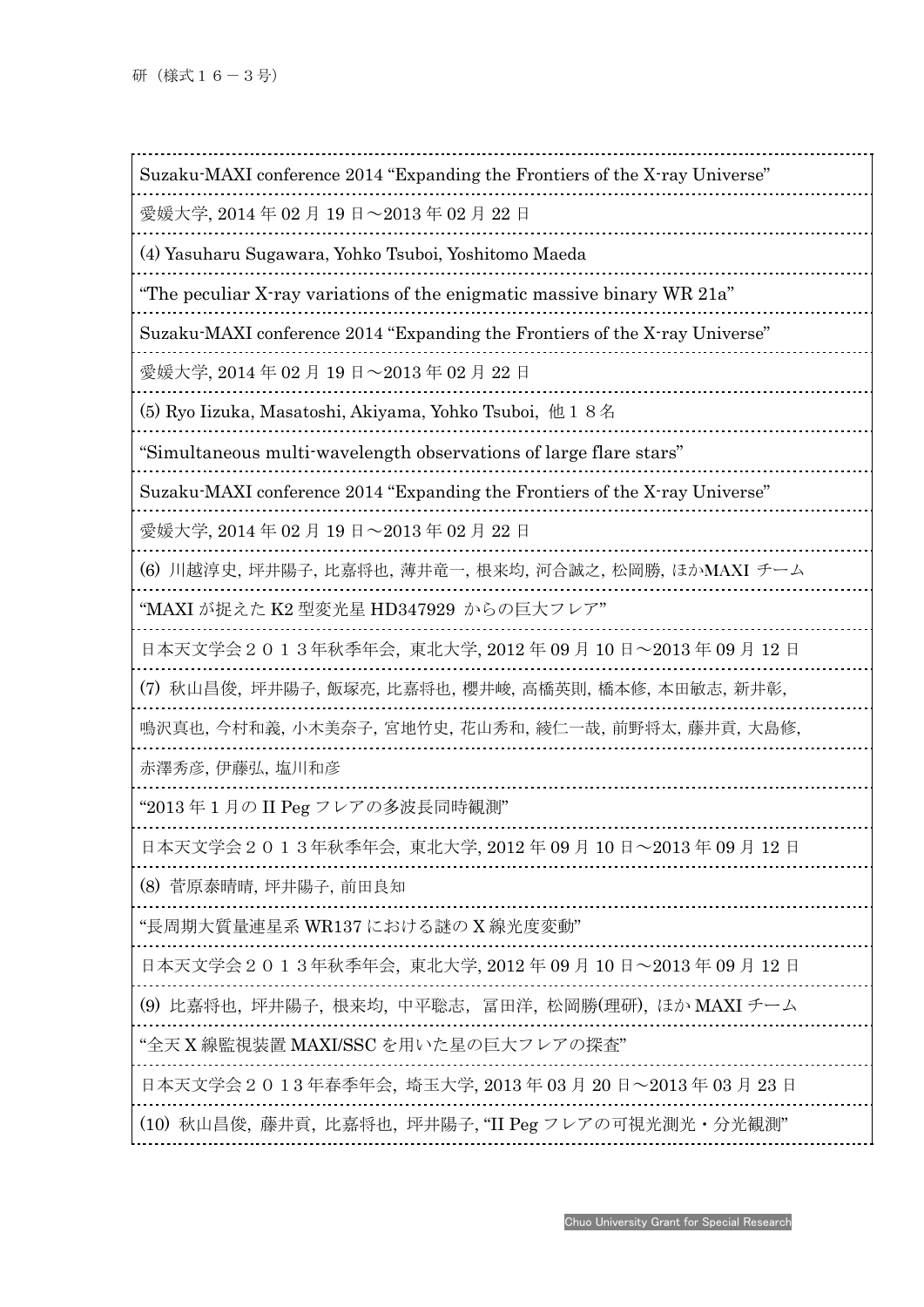研（様式１６－３号）

Suzaku-MAXI conference 2014 “Expanding the Frontiers of the X-ray Universe”

愛媛大学, 2014 年 02 月 19 日～2013 年 02 月 22 日

(4) Yasuharu Sugawara, Yohko Tsuboi, Yoshitomo Maeda

“The peculiar X-ray variations of the enigmatic massive binary WR 21a”

Suzaku-MAXI conference 2014 “Expanding the Frontiers of the X-ray Universe”

愛媛大学, 2014 年 02 月 19 日～2013 年 02 月 22 日

(5) Ryo Iizuka, Masatoshi, Akiyama, Yohko Tsuboi, 他１８名

“Simultaneous multi-wavelength observations of large flare stars”

Suzaku-MAXI conference 2014 “Expanding the Frontiers of the X-ray Universe”

愛媛大学, 2014 年 02 月 19 日～2013 年 02 月 22 日

(6) 川越淳史, 坪井陽子, 比嘉将也, 薄井竜一, 根来均, 河合誠之, 松岡勝, ほかMAXI チーム

“MAXI が捉えた K2 型変光星 HD347929 からの巨大フレア”

日本天文学会２０１３年秋季年会, 東北大学, 2012 年 09 月 10 日～2013 年 09 月 12 日

(7) 秋山昌俊, 坪井陽子, 飯塚亮, 比嘉将也, 櫻井峻, 高橋英則, 橋本修, 本田敏志, 新井彰,

鳴沢真也, 今村和義, 小木美奈子, 宮地竹史, 花山秀和, 綾仁一哉, 前野将太, 藤井貢, 大島修,

赤澤秀彦, 伊藤弘, 塩川和彦

“2013 年 1 月の II Peg フレアの多波長同時観測”

日本天文学会２０１３年秋季年会, 東北大学, 2012 年 09 月 10 日～2013 年 09 月 12 日

(8) 菅原泰晴晴, 坪井陽子, 前田良知

“長周期大質量連星系 WR137 における謎の X 線光度変動”

日本天文学会２０１３年秋季年会, 東北大学, 2012 年 09 月 10 日～2013 年 09 月 12 日

(9) 比嘉将也, 坪井陽子, 根来均, 中平聡志, 冨田洋, 松岡勝(理研), ほか MAXI チーム

“全天 X 線監視装置 MAXI/SSC を用いた星の巨大フレアの探査”

日本天文学会２０１３年春季年会, 埼玉大学, 2013 年 03 月 20 日～2013 年 03 月 23 日

(10) 秋山昌俊, 藤井貢, 比嘉将也, 坪井陽子, “II Peg フレアの可視光測光・分光観測”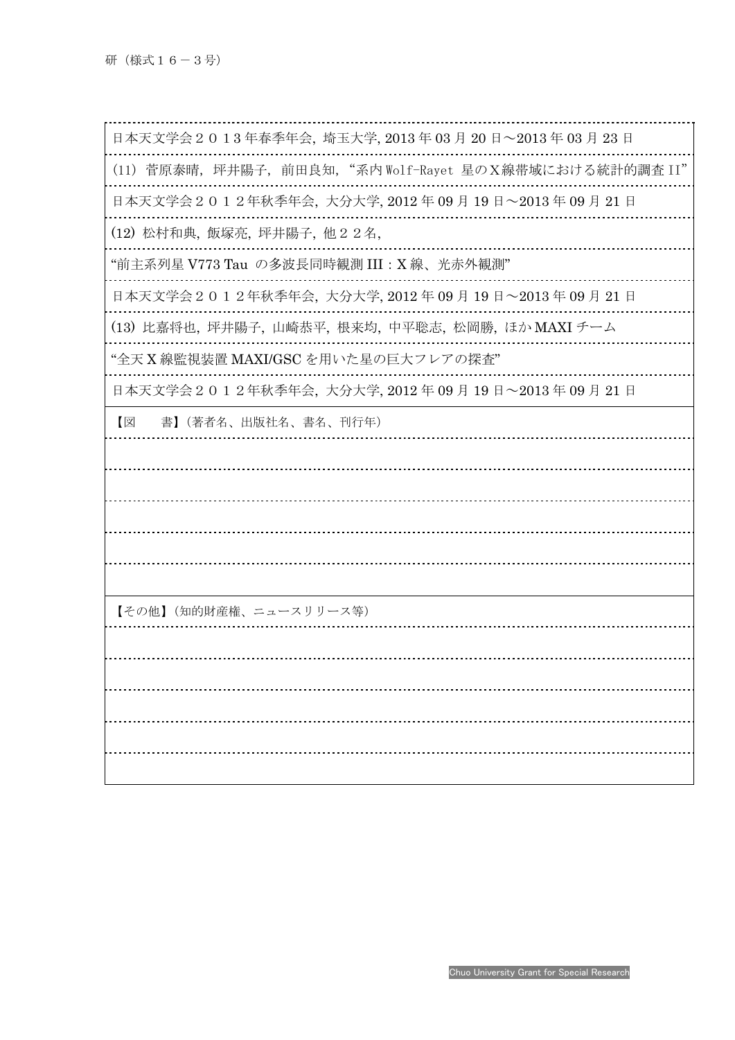研（様式１６－３号）

日本天文学会２０１３年春季年会, 埼玉大学, 2013 年 03 月 20 日～2013 年 03 月 23 日

(11) 菅原泰晴, 坪井陽子, 前田良知, “系内 Wolf-Rayet 星のＸ線帯域における統計的調査 II”

日本天文学会２０１２年秋季年会, 大分大学, 2012 年 09 月 19 日～2013 年 09 月 21 日

(12) 松村和典, 飯塚亮, 坪井陽子, 他２２名,

“前主系列星 V773 Tau の多波長同時観測 III : X 線、光赤外観測”

日本天文学会２０１２年秋季年会, 大分大学, 2012 年 09 月 19 日～2013 年 09 月 21 日

(13) 比嘉将也, 坪井陽子, 山崎恭平, 根来均, 中平聡志, 松岡勝, ほか MAXI チーム

“全天 X 線監視装置 MAXI/GSC を用いた星の巨大フレアの探査”

日本天文学会２０１２年秋季年会, 大分大学, 2012 年 09 月 19 日～2013 年 09 月 21 日

【図　　書】（著者名、出版社名、書名、刊行年）

【その他】（知的財産権、ニュースリリース等）